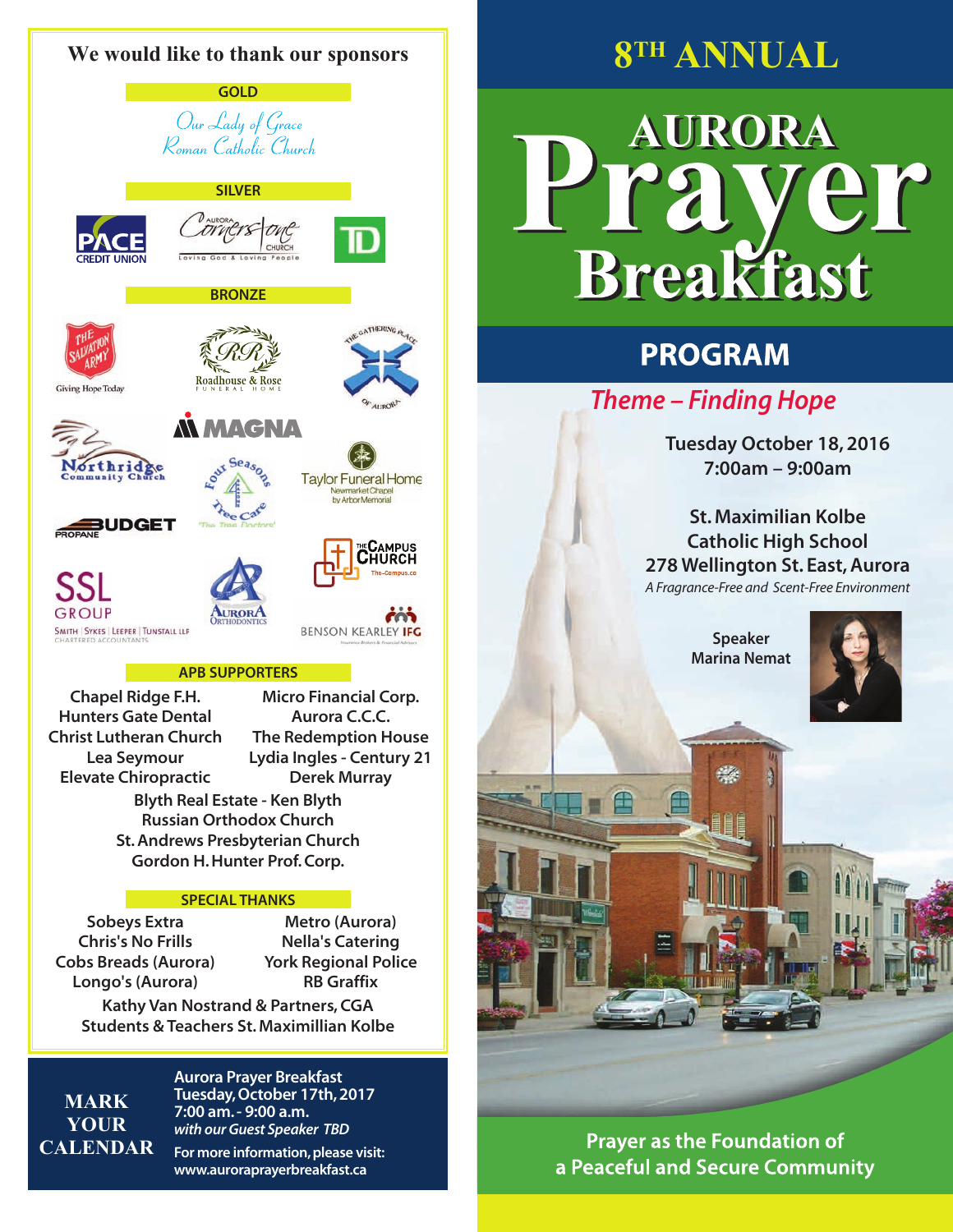## We would like to thank our sponsors

**GOLD**

Our Lady of Grace Roman Catholic Church

**SILVER**

PACE Credit Union

Aurora Cornerstone Church – Loving God & Loving People

TD

**BRONZE**

The Salvation Army – Giving Hope Today

Roadhouse & Rose Funeral Home

The Gathering Place of Aurora

Magna

Northridge Community Church

Four Seasons Tree Care – "The Tree Doctors"

Taylor Funeral Home – Newmarket Chapel by Arbor Memorial

Budget Propane

The Campus Church – The-Campus.ca

SSL Group – Smith | Sykes | Leeper | Tunstall LLP Chartered Accountants

Aurora Orthodontics

Benson Kearley IFG

**APB SUPPORTERS**

Chapel Ridge F.H.
Hunters Gate Dental
Christ Lutheran Church
Lea Seymour
Elevate Chiropractic
Micro Financial Corp.
Aurora C.C.C.
The Redemption House
Lydia Ingles - Century 21
Derek Murray
Blyth Real Estate - Ken Blyth
Russian Orthodox Church
St. Andrews Presbyterian Church
Gordon H. Hunter Prof. Corp.

**SPECIAL THANKS**

Sobeys Extra
Chris's No Frills
Cobs Breads (Aurora)
Longo's (Aurora)
Metro (Aurora)
Nella's Catering
York Regional Police
RB Graffix
Kathy Van Nostrand & Partners, CGA
Students & Teachers St. Maximillian Kolbe

**MARK YOUR CALENDAR**

Aurora Prayer Breakfast
Tuesday, October 17th, 2017
7:00 am. - 9:00 a.m.
*with our Guest Speaker TBD*
For more information, please visit:
www.auroraprayerbreakfast.ca

# 8TH ANNUAL

# AURORA Prayer Breakfast

## PROGRAM

### *Theme – Finding Hope*

Tuesday October 18, 2016
7:00am – 9:00am

St. Maximilian Kolbe
Catholic High School
278 Wellington St. East, Aurora
*A Fragrance-Free and Scent-Free Environment*

Speaker
Marina Nemat

Prayer as the Foundation of
a Peaceful and Secure Community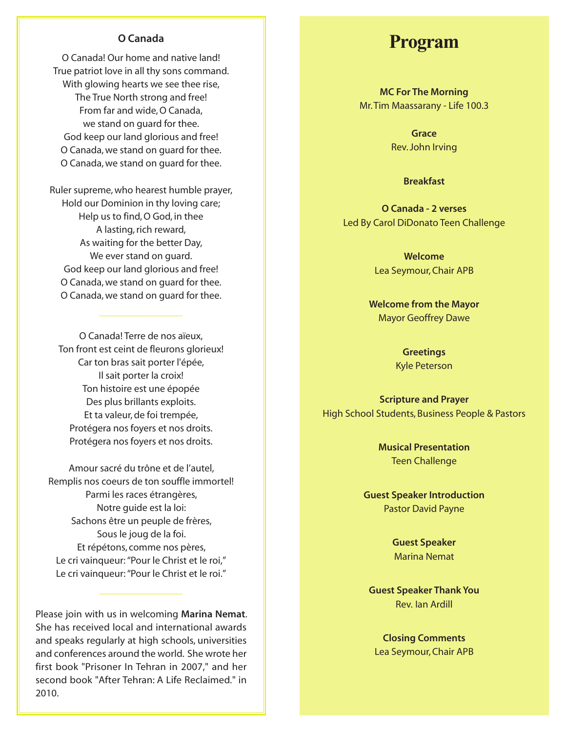## O Canada

O Canada! Our home and native land!
True patriot love in all thy sons command.
With glowing hearts we see thee rise,
The True North strong and free!
From far and wide, O Canada,
we stand on guard for thee.
God keep our land glorious and free!
O Canada, we stand on guard for thee.
O Canada, we stand on guard for thee.

Ruler supreme, who hearest humble prayer,
Hold our Dominion in thy loving care;
Help us to find, O God, in thee
A lasting, rich reward,
As waiting for the better Day,
We ever stand on guard.
God keep our land glorious and free!
O Canada, we stand on guard for thee.
O Canada, we stand on guard for thee.

---

O Canada! Terre de nos aïeux,
Ton front est ceint de fleurons glorieux!
Car ton bras sait porter l'épée,
Il sait porter la croix!
Ton histoire est une épopée
Des plus brillants exploits.
Et ta valeur, de foi trempée,
Protégera nos foyers et nos droits.
Protégera nos foyers et nos droits.

Amour sacré du trône et de l'autel,
Remplis nos coeurs de ton souffle immortel!
Parmi les races étrangères,
Notre guide est la loi:
Sachons être un peuple de frères,
Sous le joug de la foi.
Et répétons, comme nos pères,
Le cri vainqueur: "Pour le Christ et le roi,"
Le cri vainqueur: "Pour le Christ et le roi."

---

Please join with us in welcoming **Marina Nemat**. She has received local and international awards and speaks regularly at high schools, universities and conferences around the world. She wrote her first book "Prisoner In Tehran in 2007," and her second book "After Tehran: A Life Reclaimed." in 2010.

# Program

**MC For The Morning**
Mr. Tim Maassarany - Life 100.3

**Grace**
Rev. John Irving

**Breakfast**

**O Canada - 2 verses**
Led By Carol DiDonato Teen Challenge

**Welcome**
Lea Seymour, Chair APB

**Welcome from the Mayor**
Mayor Geoffrey Dawe

**Greetings**
Kyle Peterson

**Scripture and Prayer**
High School Students, Business People & Pastors

**Musical Presentation**
Teen Challenge

**Guest Speaker Introduction**
Pastor David Payne

**Guest Speaker**
Marina Nemat

**Guest Speaker Thank You**
Rev. Ian Ardill

**Closing Comments**
Lea Seymour, Chair APB